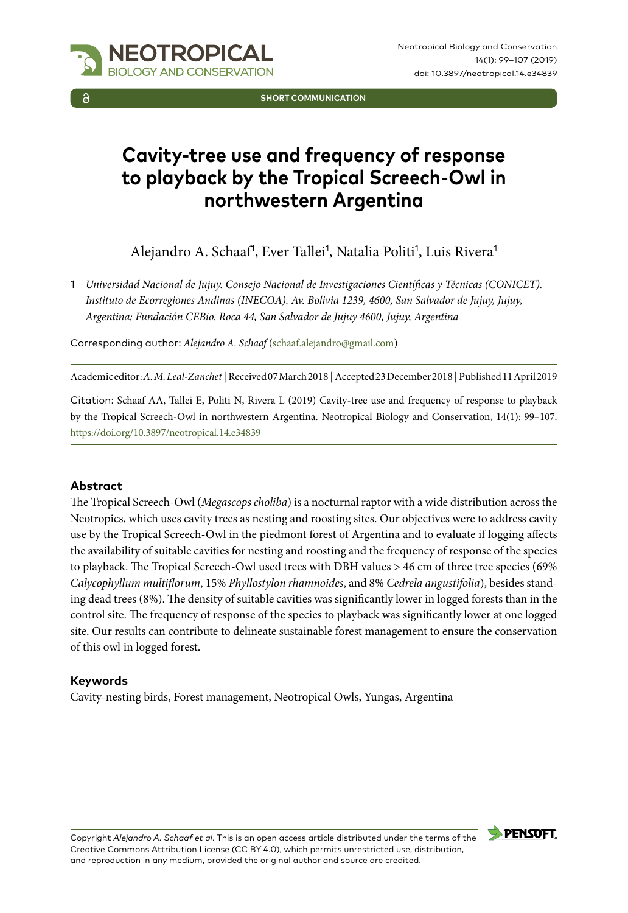SHORT COMMUNICATION

# Cavity-tree use and frequency of response to playback by the Tropical Screech-Owl in northwestern Argentina

Alejandro A. Schaaf[1], Ever Tallei[1], Natalia Politi[1], Luis Rivera[1]

1 *Universidad Nacional de Jujuy. Consejo Nacional de Investigaciones Científicas y Técnicas (CONICET). Instituto de Ecorregiones Andinas (INECOA). Av. Bolivia 1239, 4600, San Salvador de Jujuy, Jujuy, Argentina; Fundación CEBio. Roca 44, San Salvador de Jujuy 4600, Jujuy, Argentina*

Corresponding author: *Alejandro A. Schaaf* (schaaf.alejandro@gmail.com)

Academic editor: *A. M. Leal-Zanchet* | Received 07 March 2018 | Accepted 23 December 2018 | Published 11 April 2019

Citation: Schaaf AA, Tallei E, Politi N, Rivera L (2019) Cavity-tree use and frequency of response to playback by the Tropical Screech-Owl in northwestern Argentina. Neotropical Biology and Conservation, 14(1): 99–107. https://doi.org/10.3897/neotropical.14.e34839

## Abstract

The Tropical Screech-Owl (*Megascops choliba*) is a nocturnal raptor with a wide distribution across the Neotropics, which uses cavity trees as nesting and roosting sites. Our objectives were to address cavity use by the Tropical Screech-Owl in the piedmont forest of Argentina and to evaluate if logging affects the availability of suitable cavities for nesting and roosting and the frequency of response of the species to playback. The Tropical Screech-Owl used trees with DBH values > 46 cm of three tree species (69% *Calycophyllum multiflorum*, 15% *Phyllostylon rhamnoides*, and 8% *Cedrela angustifolia*), besides standing dead trees (8%). The density of suitable cavities was significantly lower in logged forests than in the control site. The frequency of response of the species to playback was significantly lower at one logged site. Our results can contribute to delineate sustainable forest management to ensure the conservation of this owl in logged forest.

## Keywords

Cavity-nesting birds, Forest management, Neotropical Owls, Yungas, Argentina

Copyright *Alejandro A. Schaaf et al.* This is an open access article distributed under the terms of the Creative Commons Attribution License (CC BY 4.0), which permits unrestricted use, distribution, and reproduction in any medium, provided the original author and source are credited.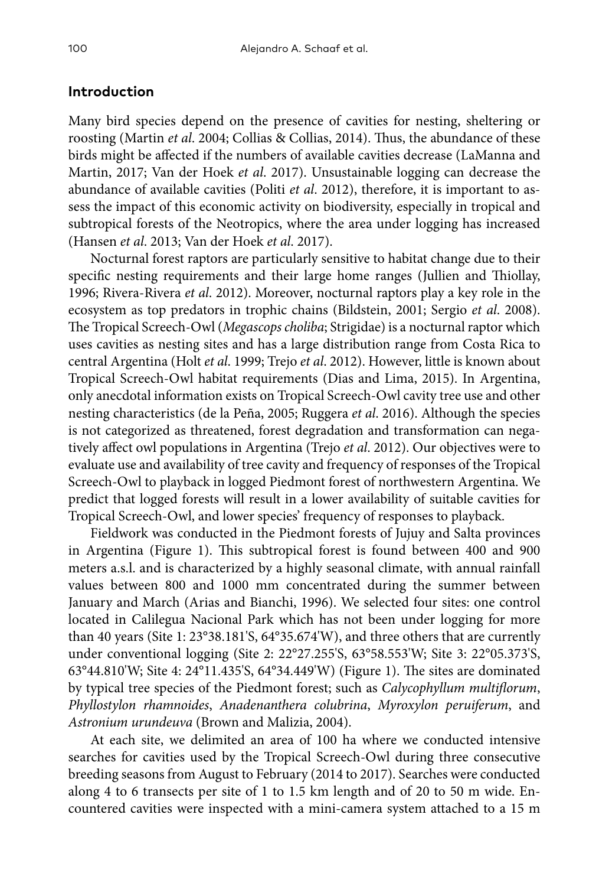## Introduction

Many bird species depend on the presence of cavities for nesting, sheltering or roosting (Martin *et al*. 2004; Collias & Collias, 2014). Thus, the abundance of these birds might be affected if the numbers of available cavities decrease (LaManna and Martin, 2017; Van der Hoek *et al*. 2017). Unsustainable logging can decrease the abundance of available cavities (Politi *et al*. 2012), therefore, it is important to assess the impact of this economic activity on biodiversity, especially in tropical and subtropical forests of the Neotropics, where the area under logging has increased (Hansen *et al*. 2013; Van der Hoek *et al*. 2017).

Nocturnal forest raptors are particularly sensitive to habitat change due to their specific nesting requirements and their large home ranges (Jullien and Thiollay, 1996; Rivera-Rivera *et al*. 2012). Moreover, nocturnal raptors play a key role in the ecosystem as top predators in trophic chains (Bildstein, 2001; Sergio *et al*. 2008). The Tropical Screech-Owl (*Megascops choliba*; Strigidae) is a nocturnal raptor which uses cavities as nesting sites and has a large distribution range from Costa Rica to central Argentina (Holt *et al*. 1999; Trejo *et al*. 2012). However, little is known about Tropical Screech-Owl habitat requirements (Dias and Lima, 2015). In Argentina, only anecdotal information exists on Tropical Screech-Owl cavity tree use and other nesting characteristics (de la Peña, 2005; Ruggera *et al*. 2016). Although the species is not categorized as threatened, forest degradation and transformation can negatively affect owl populations in Argentina (Trejo *et al*. 2012). Our objectives were to evaluate use and availability of tree cavity and frequency of responses of the Tropical Screech-Owl to playback in logged Piedmont forest of northwestern Argentina. We predict that logged forests will result in a lower availability of suitable cavities for Tropical Screech-Owl, and lower species' frequency of responses to playback.

Fieldwork was conducted in the Piedmont forests of Jujuy and Salta provinces in Argentina (Figure 1). This subtropical forest is found between 400 and 900 meters a.s.l. and is characterized by a highly seasonal climate, with annual rainfall values between 800 and 1000 mm concentrated during the summer between January and March (Arias and Bianchi, 1996). We selected four sites: one control located in Calilegua Nacional Park which has not been under logging for more than 40 years (Site 1: 23°38.181'S, 64°35.674'W), and three others that are currently under conventional logging (Site 2: 22°27.255'S, 63°58.553'W; Site 3: 22°05.373'S, 63°44.810'W; Site 4: 24°11.435'S, 64°34.449'W) (Figure 1). The sites are dominated by typical tree species of the Piedmont forest; such as *Calycophyllum multiflorum*, *Phyllostylon rhamnoides*, *Anadenanthera colubrina*, *Myroxylon peruiferum*, and *Astronium urundeuva* (Brown and Malizia, 2004).

At each site, we delimited an area of 100 ha where we conducted intensive searches for cavities used by the Tropical Screech-Owl during three consecutive breeding seasons from August to February (2014 to 2017). Searches were conducted along 4 to 6 transects per site of 1 to 1.5 km length and of 20 to 50 m wide. Encountered cavities were inspected with a mini-camera system attached to a 15 m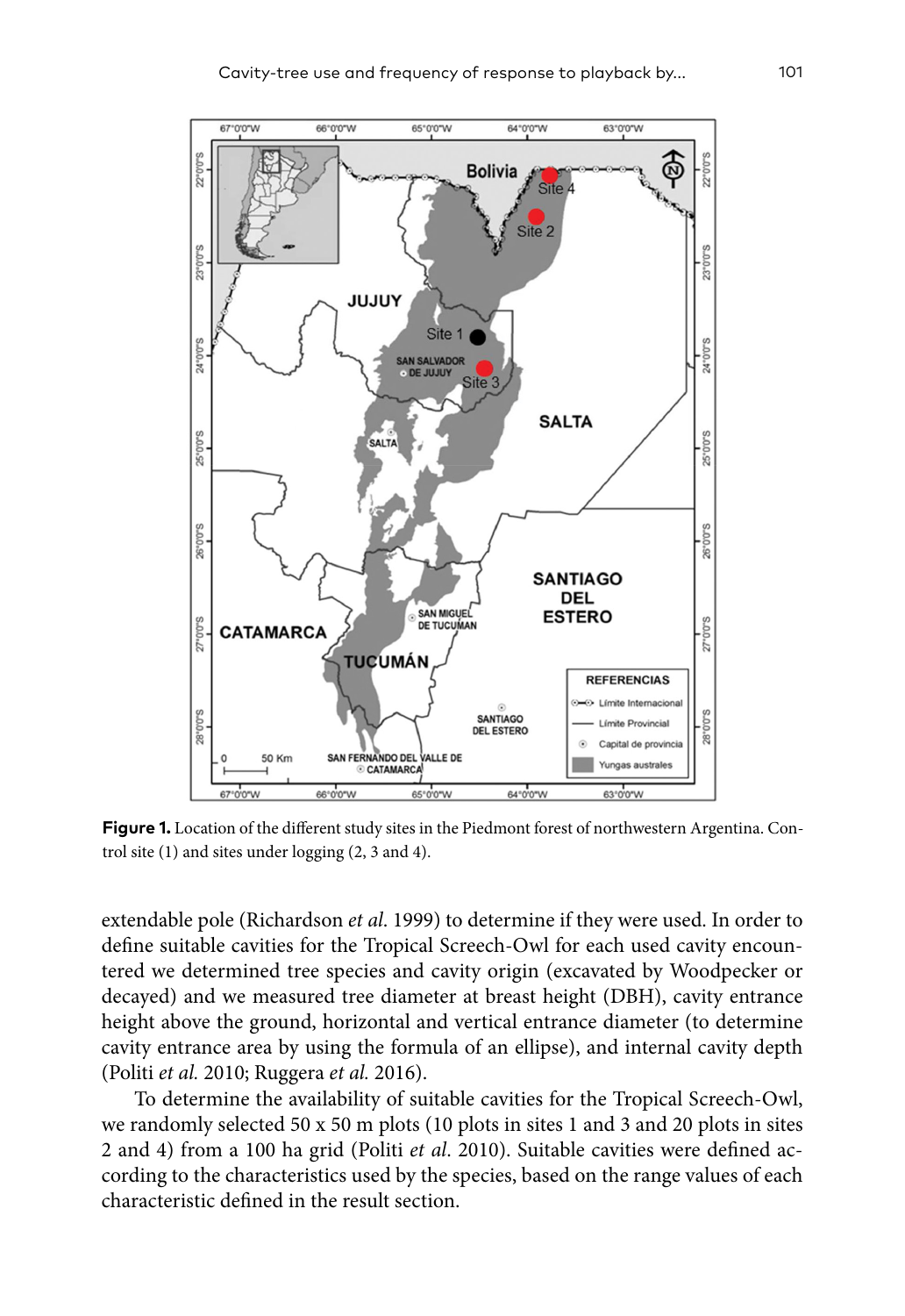**Figure 1.** Location of the different study sites in the Piedmont forest of northwestern Argentina. Control site (1) and sites under logging (2, 3 and 4).

extendable pole (Richardson *et al.* 1999) to determine if they were used. In order to define suitable cavities for the Tropical Screech-Owl for each used cavity encountered we determined tree species and cavity origin (excavated by Woodpecker or decayed) and we measured tree diameter at breast height (DBH), cavity entrance height above the ground, horizontal and vertical entrance diameter (to determine cavity entrance area by using the formula of an ellipse), and internal cavity depth (Politi *et al.* 2010; Ruggera *et al.* 2016).

To determine the availability of suitable cavities for the Tropical Screech-Owl, we randomly selected 50 x 50 m plots (10 plots in sites 1 and 3 and 20 plots in sites 2 and 4) from a 100 ha grid (Politi *et al.* 2010). Suitable cavities were defined according to the characteristics used by the species, based on the range values of each characteristic defined in the result section.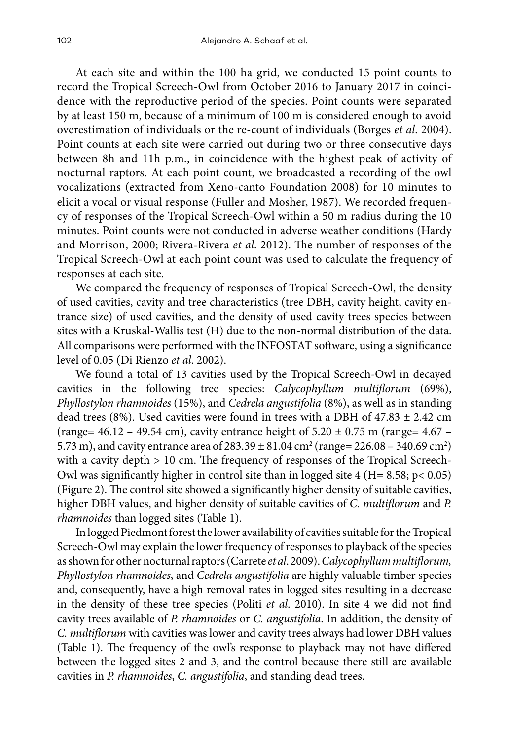At each site and within the 100 ha grid, we conducted 15 point counts to record the Tropical Screech-Owl from October 2016 to January 2017 in coincidence with the reproductive period of the species. Point counts were separated by at least 150 m, because of a minimum of 100 m is considered enough to avoid overestimation of individuals or the re-count of individuals (Borges *et al*. 2004). Point counts at each site were carried out during two or three consecutive days between 8h and 11h p.m., in coincidence with the highest peak of activity of nocturnal raptors. At each point count, we broadcasted a recording of the owl vocalizations (extracted from Xeno-canto Foundation 2008) for 10 minutes to elicit a vocal or visual response (Fuller and Mosher, 1987). We recorded frequency of responses of the Tropical Screech-Owl within a 50 m radius during the 10 minutes. Point counts were not conducted in adverse weather conditions (Hardy and Morrison, 2000; Rivera-Rivera *et al*. 2012). The number of responses of the Tropical Screech-Owl at each point count was used to calculate the frequency of responses at each site.

We compared the frequency of responses of Tropical Screech-Owl, the density of used cavities, cavity and tree characteristics (tree DBH, cavity height, cavity entrance size) of used cavities, and the density of used cavity trees species between sites with a Kruskal-Wallis test (H) due to the non-normal distribution of the data. All comparisons were performed with the INFOSTAT software, using a significance level of 0.05 (Di Rienzo *et al*. 2002).

We found a total of 13 cavities used by the Tropical Screech-Owl in decayed cavities in the following tree species: *Calycophyllum multiflorum* (69%), *Phyllostylon rhamnoides* (15%), and *Cedrela angustifolia* (8%), as well as in standing dead trees (8%). Used cavities were found in trees with a DBH of 47.83 ± 2.42 cm (range= 46.12 – 49.54 cm), cavity entrance height of 5.20 ± 0.75 m (range= 4.67 – 5.73 m), and cavity entrance area of 283.39 ± 81.04 $cm^2$ (range= 226.08 – 340.69 $cm^2$) with a cavity depth > 10 cm. The frequency of responses of the Tropical Screech-Owl was significantly higher in control site than in logged site 4 ($H= 8.58$; $p< 0.05$) (Figure 2). The control site showed a significantly higher density of suitable cavities, higher DBH values, and higher density of suitable cavities of *C. multiflorum* and *P. rhamnoides* than logged sites (Table 1).

In logged Piedmont forest the lower availability of cavities suitable for the Tropical Screech-Owl may explain the lower frequency of responses to playback of the species as shown for other nocturnal raptors (Carrete *et al*. 2009). *Calycophyllum multiflorum, Phyllostylon rhamnoides*, and *Cedrela angustifolia* are highly valuable timber species and, consequently, have a high removal rates in logged sites resulting in a decrease in the density of these tree species (Politi *et al*. 2010). In site 4 we did not find cavity trees available of *P. rhamnoides* or *C. angustifolia*. In addition, the density of *C. multiflorum* with cavities was lower and cavity trees always had lower DBH values (Table 1). The frequency of the owl's response to playback may not have differed between the logged sites 2 and 3, and the control because there still are available cavities in *P. rhamnoides*, *C. angustifolia*, and standing dead trees.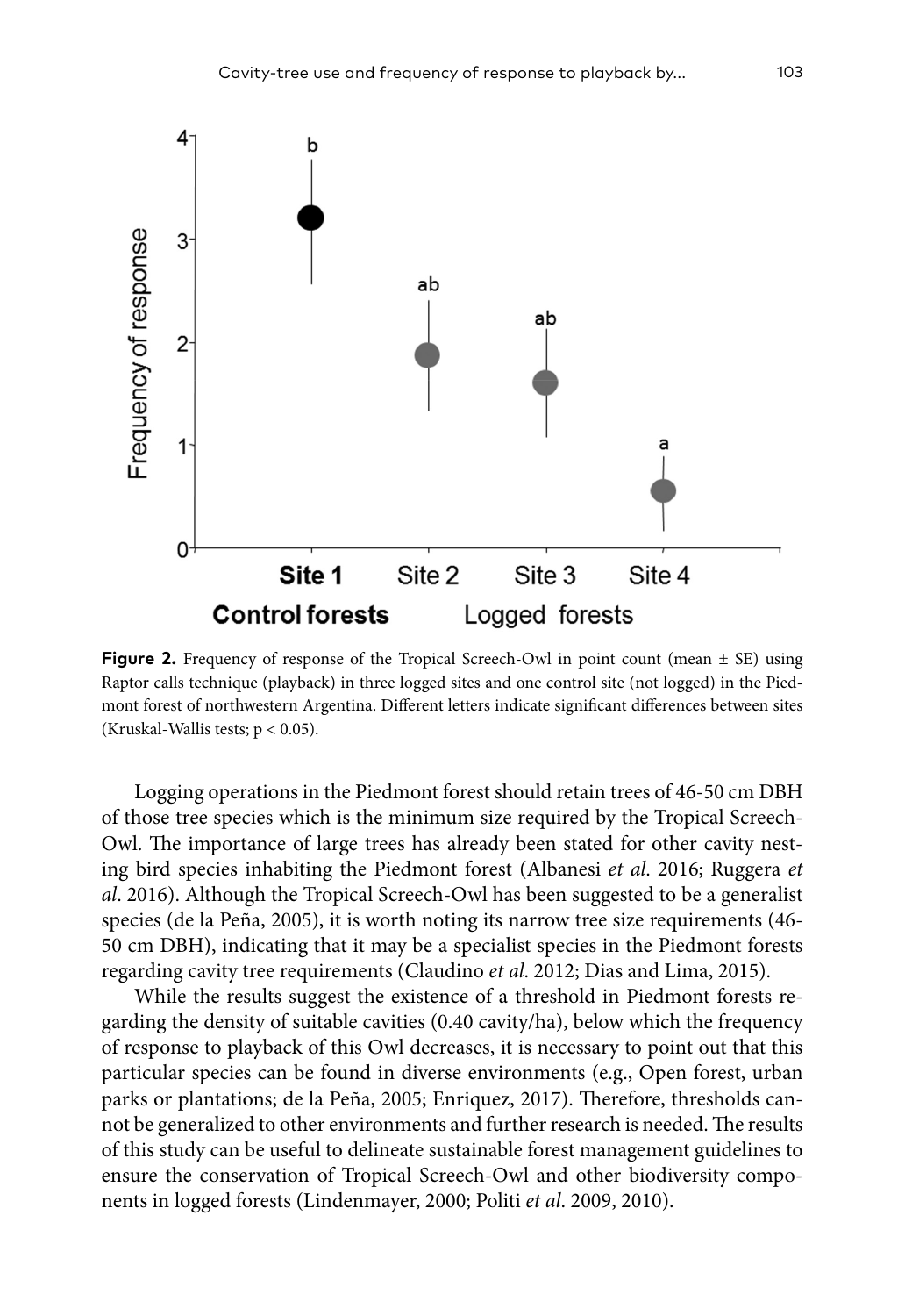**Figure 2.** Frequency of response of the Tropical Screech-Owl in point count (mean ± SE) using Raptor calls technique (playback) in three logged sites and one control site (not logged) in the Piedmont forest of northwestern Argentina. Different letters indicate significant differences between sites (Kruskal-Wallis tests; $p < 0.05$).

Logging operations in the Piedmont forest should retain trees of 46-50 cm DBH of those tree species which is the minimum size required by the Tropical Screech-Owl. The importance of large trees has already been stated for other cavity nesting bird species inhabiting the Piedmont forest (Albanesi *et al.* 2016; Ruggera *et al.* 2016). Although the Tropical Screech-Owl has been suggested to be a generalist species (de la Peña, 2005), it is worth noting its narrow tree size requirements (46-50 cm DBH), indicating that it may be a specialist species in the Piedmont forests regarding cavity tree requirements (Claudino *et al.* 2012; Dias and Lima, 2015).

While the results suggest the existence of a threshold in Piedmont forests regarding the density of suitable cavities (0.40 cavity/ha), below which the frequency of response to playback of this Owl decreases, it is necessary to point out that this particular species can be found in diverse environments (e.g., Open forest, urban parks or plantations; de la Peña, 2005; Enriquez, 2017). Therefore, thresholds cannot be generalized to other environments and further research is needed. The results of this study can be useful to delineate sustainable forest management guidelines to ensure the conservation of Tropical Screech-Owl and other biodiversity components in logged forests (Lindenmayer, 2000; Politi *et al.* 2009, 2010).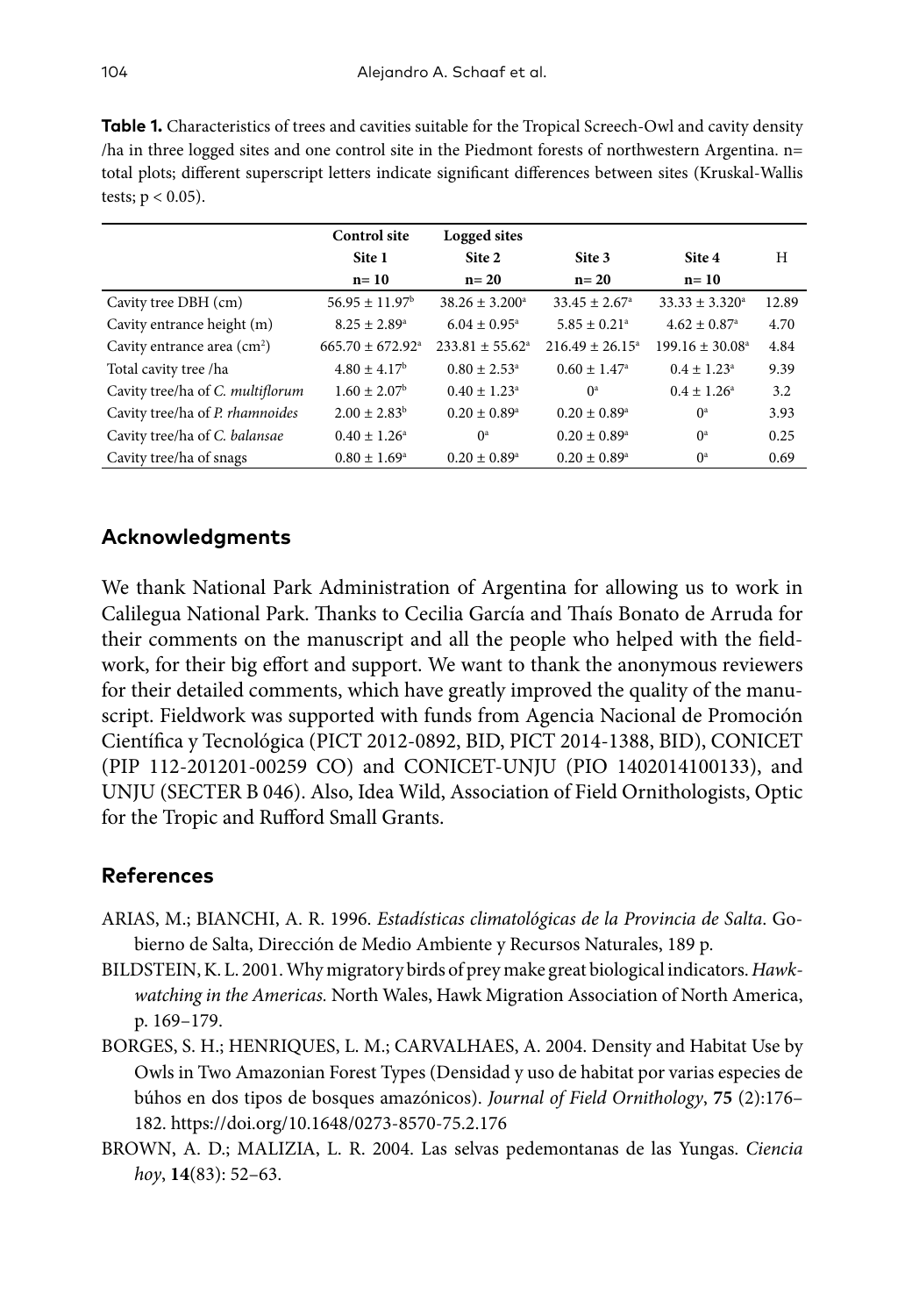**Table 1.** Characteristics of trees and cavities suitable for the Tropical Screech-Owl and cavity density /ha in three logged sites and one control site in the Piedmont forests of northwestern Argentina. n= total plots; different superscript letters indicate significant differences between sites (Kruskal-Wallis tests; $p < 0.05$).

| | Control site | Logged sites | | | |
|---|---|---|---|---|---|
| | Site 1 | Site 2 | Site 3 | Site 4 | H |
| | n= 10 | n= 20 | n= 20 | n= 10 | |
| Cavity tree DBH (cm) | $56.95 \pm 11.97^{b}$ | $38.26 \pm 3.200^{a}$ | $33.45 \pm 2.67^{a}$ | $33.33 \pm 3.320^{a}$ | 12.89 |
| Cavity entrance height (m) | $8.25 \pm 2.89^{a}$ | $6.04 \pm 0.95^{a}$ | $5.85 \pm 0.21^{a}$ | $4.62 \pm 0.87^{a}$ | 4.70 |
| Cavity entrance area (cm$^2$) | $665.70 \pm 672.92^{a}$ | $233.81 \pm 55.62^{a}$ | $216.49 \pm 26.15^{a}$ | $199.16 \pm 30.08^{a}$ | 4.84 |
| Total cavity tree /ha | $4.80 \pm 4.17^{b}$ | $0.80 \pm 2.53^{a}$ | $0.60 \pm 1.47^{a}$ | $0.4 \pm 1.23^{a}$ | 9.39 |
| Cavity tree/ha of *C. multiflorum* | $1.60 \pm 2.07^{b}$ | $0.40 \pm 1.23^{a}$ | $0^{a}$ | $0.4 \pm 1.26^{a}$ | 3.2 |
| Cavity tree/ha of *P. rhamnoides* | $2.00 \pm 2.83^{b}$ | $0.20 \pm 0.89^{a}$ | $0.20 \pm 0.89^{a}$ | $0^{a}$ | 3.93 |
| Cavity tree/ha of *C. balansae* | $0.40 \pm 1.26^{a}$ | $0^{a}$ | $0.20 \pm 0.89^{a}$ | $0^{a}$ | 0.25 |
| Cavity tree/ha of snags | $0.80 \pm 1.69^{a}$ | $0.20 \pm 0.89^{a}$ | $0.20 \pm 0.89^{a}$ | $0^{a}$ | 0.69 |

## Acknowledgments

We thank National Park Administration of Argentina for allowing us to work in Calilegua National Park. Thanks to Cecilia García and Thaís Bonato de Arruda for their comments on the manuscript and all the people who helped with the fieldwork, for their big effort and support. We want to thank the anonymous reviewers for their detailed comments, which have greatly improved the quality of the manuscript. Fieldwork was supported with funds from Agencia Nacional de Promoción Científica y Tecnológica (PICT 2012-0892, BID, PICT 2014-1388, BID), CONICET (PIP 112-201201-00259 CO) and CONICET-UNJU (PIO 1402014100133), and UNJU (SECTER B 046). Also, Idea Wild, Association of Field Ornithologists, Optic for the Tropic and Rufford Small Grants.

## References

ARIAS, M.; BIANCHI, A. R. 1996. *Estadísticas climatológicas de la Provincia de Salta*. Gobierno de Salta, Dirección de Medio Ambiente y Recursos Naturales, 189 p.

BILDSTEIN, K. L. 2001. Why migratory birds of prey make great biological indicators. *Hawkwatching in the Americas.* North Wales, Hawk Migration Association of North America, p. 169–179.

BORGES, S. H.; HENRIQUES, L. M.; CARVALHAES, A. 2004. Density and Habitat Use by Owls in Two Amazonian Forest Types (Densidad y uso de habitat por varias especies de búhos en dos tipos de bosques amazónicos). *Journal of Field Ornithology*, **75** (2):176–182. https://doi.org/10.1648/0273-8570-75.2.176

BROWN, A. D.; MALIZIA, L. R. 2004. Las selvas pedemontanas de las Yungas. *Ciencia hoy*, **14**(83): 52–63.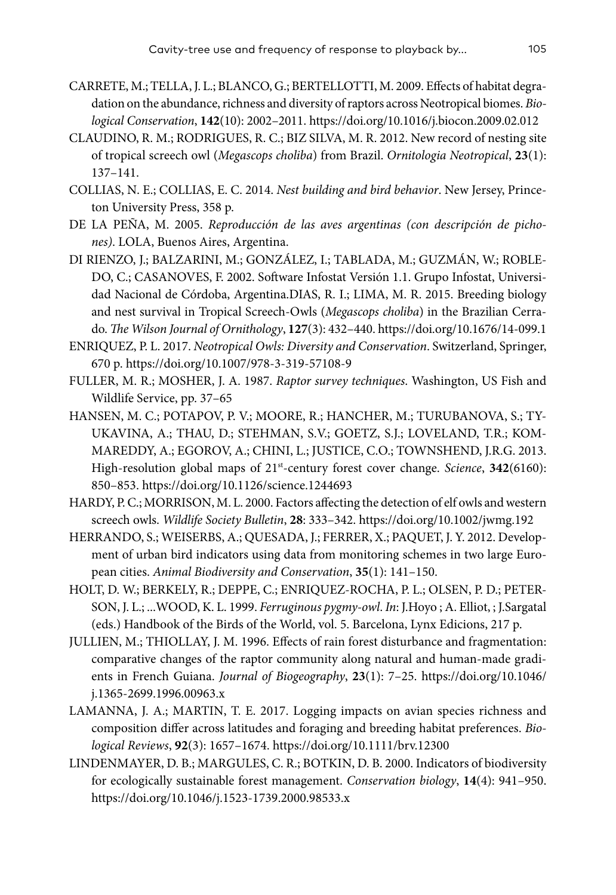CARRETE, M.; TELLA, J. L.; BLANCO, G.; BERTELLOTTI, M. 2009. Effects of habitat degradation on the abundance, richness and diversity of raptors across Neotropical biomes. *Biological Conservation*, **142**(10): 2002–2011. https://doi.org/10.1016/j.biocon.2009.02.012

CLAUDINO, R. M.; RODRIGUES, R. C.; BIZ SILVA, M. R. 2012. New record of nesting site of tropical screech owl (*Megascops choliba*) from Brazil. *Ornitologia Neotropical*, **23**(1): 137–141.

COLLIAS, N. E.; COLLIAS, E. C. 2014. *Nest building and bird behavior*. New Jersey, Princeton University Press, 358 p.

DE LA PEÑA, M. 2005. *Reproducción de las aves argentinas (con descripción de pichones)*. LOLA, Buenos Aires, Argentina.

DI RIENZO, J.; BALZARINI, M.; GONZÁLEZ, I.; TABLADA, M.; GUZMÁN, W.; ROBLEDO, C.; CASANOVES, F. 2002. Software Infostat Versión 1.1. Grupo Infostat, Universidad Nacional de Córdoba, Argentina.DIAS, R. I.; LIMA, M. R. 2015. Breeding biology and nest survival in Tropical Screech-Owls (*Megascops choliba*) in the Brazilian Cerrado. *The Wilson Journal of Ornithology*, **127**(3): 432–440. https://doi.org/10.1676/14-099.1

ENRIQUEZ, P. L. 2017. *Neotropical Owls: Diversity and Conservation*. Switzerland, Springer, 670 p. https://doi.org/10.1007/978-3-319-57108-9

FULLER, M. R.; MOSHER, J. A. 1987. *Raptor survey techniques*. Washington, US Fish and Wildlife Service, pp. 37–65

HANSEN, M. C.; POTAPOV, P. V.; MOORE, R.; HANCHER, M.; TURUBANOVA, S.; TYUKAVINA, A.; THAU, D.; STEHMAN, S.V.; GOETZ, S.J.; LOVELAND, T.R.; KOMMAREDDY, A.; EGOROV, A.; CHINI, L.; JUSTICE, C.O.; TOWNSHEND, J.R.G. 2013. High-resolution global maps of 21st-century forest cover change. *Science*, **342**(6160): 850–853. https://doi.org/10.1126/science.1244693

HARDY, P. C.; MORRISON, M. L. 2000. Factors affecting the detection of elf owls and western screech owls. *Wildlife Society Bulletin*, **28**: 333–342. https://doi.org/10.1002/jwmg.192

HERRANDO, S.; WEISERBS, A.; QUESADA, J.; FERRER, X.; PAQUET, J. Y. 2012. Development of urban bird indicators using data from monitoring schemes in two large European cities. *Animal Biodiversity and Conservation*, **35**(1): 141–150.

HOLT, D. W.; BERKELY, R.; DEPPE, C.; ENRIQUEZ-ROCHA, P. L.; OLSEN, P. D.; PETERSON, J. L.; ...WOOD, K. L. 1999. *Ferruginous pygmy-owl*. *In*: J.Hoyo ; A. Elliot, ; J.Sargatal (eds.) Handbook of the Birds of the World, vol. 5. Barcelona, Lynx Edicions, 217 p.

JULLIEN, M.; THIOLLAY, J. M. 1996. Effects of rain forest disturbance and fragmentation: comparative changes of the raptor community along natural and human-made gradients in French Guiana. *Journal of Biogeography*, **23**(1): 7–25. https://doi.org/10.1046/j.1365-2699.1996.00963.x

LAMANNA, J. A.; MARTIN, T. E. 2017. Logging impacts on avian species richness and composition differ across latitudes and foraging and breeding habitat preferences. *Biological Reviews*, **92**(3): 1657–1674. https://doi.org/10.1111/brv.12300

LINDENMAYER, D. B.; MARGULES, C. R.; BOTKIN, D. B. 2000. Indicators of biodiversity for ecologically sustainable forest management. *Conservation biology*, **14**(4): 941–950. https://doi.org/10.1046/j.1523-1739.2000.98533.x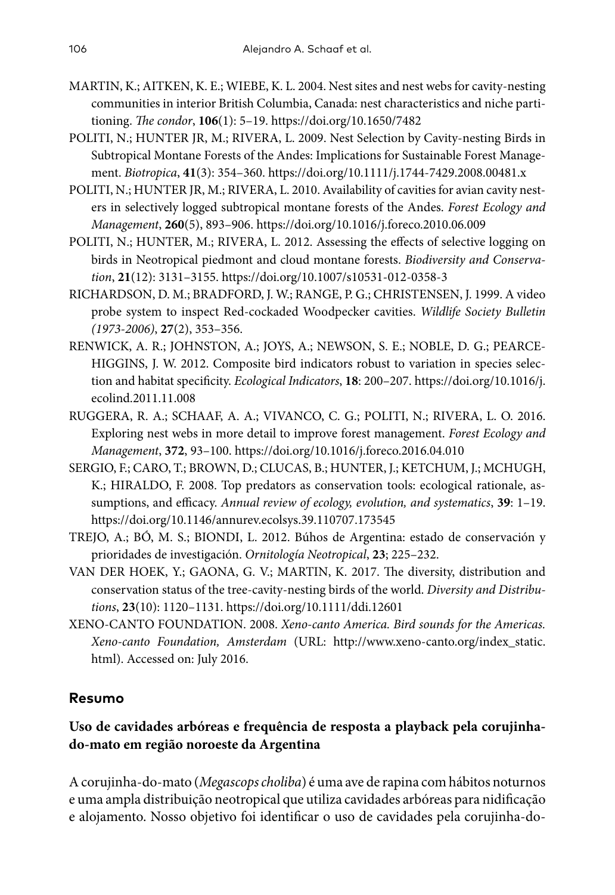MARTIN, K.; AITKEN, K. E.; WIEBE, K. L. 2004. Nest sites and nest webs for cavity-nesting communities in interior British Columbia, Canada: nest characteristics and niche partitioning. *The condor*, **106**(1): 5–19. https://doi.org/10.1650/7482

POLITI, N.; HUNTER JR, M.; RIVERA, L. 2009. Nest Selection by Cavity-nesting Birds in Subtropical Montane Forests of the Andes: Implications for Sustainable Forest Management. *Biotropica*, **41**(3): 354–360. https://doi.org/10.1111/j.1744-7429.2008.00481.x

POLITI, N.; HUNTER JR, M.; RIVERA, L. 2010. Availability of cavities for avian cavity nesters in selectively logged subtropical montane forests of the Andes. *Forest Ecology and Management*, **260**(5), 893–906. https://doi.org/10.1016/j.foreco.2010.06.009

POLITI, N.; HUNTER, M.; RIVERA, L. 2012. Assessing the effects of selective logging on birds in Neotropical piedmont and cloud montane forests. *Biodiversity and Conservation*, **21**(12): 3131–3155. https://doi.org/10.1007/s10531-012-0358-3

RICHARDSON, D. M.; BRADFORD, J. W.; RANGE, P. G.; CHRISTENSEN, J. 1999. A video probe system to inspect Red-cockaded Woodpecker cavities. *Wildlife Society Bulletin (1973-2006)*, **27**(2), 353–356.

RENWICK, A. R.; JOHNSTON, A.; JOYS, A.; NEWSON, S. E.; NOBLE, D. G.; PEARCE-HIGGINS, J. W. 2012. Composite bird indicators robust to variation in species selection and habitat specificity. *Ecological Indicators*, **18**: 200–207. https://doi.org/10.1016/j.ecolind.2011.11.008

RUGGERA, R. A.; SCHAAF, A. A.; VIVANCO, C. G.; POLITI, N.; RIVERA, L. O. 2016. Exploring nest webs in more detail to improve forest management. *Forest Ecology and Management*, **372**, 93–100. https://doi.org/10.1016/j.foreco.2016.04.010

SERGIO, F.; CARO, T.; BROWN, D.; CLUCAS, B.; HUNTER, J.; KETCHUM, J.; MCHUGH, K.; HIRALDO, F. 2008. Top predators as conservation tools: ecological rationale, assumptions, and efficacy. *Annual review of ecology, evolution, and systematics*, **39**: 1–19. https://doi.org/10.1146/annurev.ecolsys.39.110707.173545

TREJO, A.; BÓ, M. S.; BIONDI, L. 2012. Búhos de Argentina: estado de conservación y prioridades de investigación. *Ornitología Neotropical*, **23**; 225–232.

VAN DER HOEK, Y.; GAONA, G. V.; MARTIN, K. 2017. The diversity, distribution and conservation status of the tree-cavity-nesting birds of the world. *Diversity and Distributions*, **23**(10): 1120–1131. https://doi.org/10.1111/ddi.12601

XENO-CANTO FOUNDATION. 2008. *Xeno-canto America. Bird sounds for the Americas. Xeno-canto Foundation, Amsterdam* (URL: http://www.xeno-canto.org/index_static.html). Accessed on: July 2016.

## Resumo

### Uso de cavidades arbóreas e frequência de resposta a playback pela corujinha-do-mato em região noroeste da Argentina

A corujinha-do-mato (*Megascops choliba*) é uma ave de rapina com hábitos noturnos e uma ampla distribuição neotropical que utiliza cavidades arbóreas para nidificação e alojamento. Nosso objetivo foi identificar o uso de cavidades pela corujinha-do-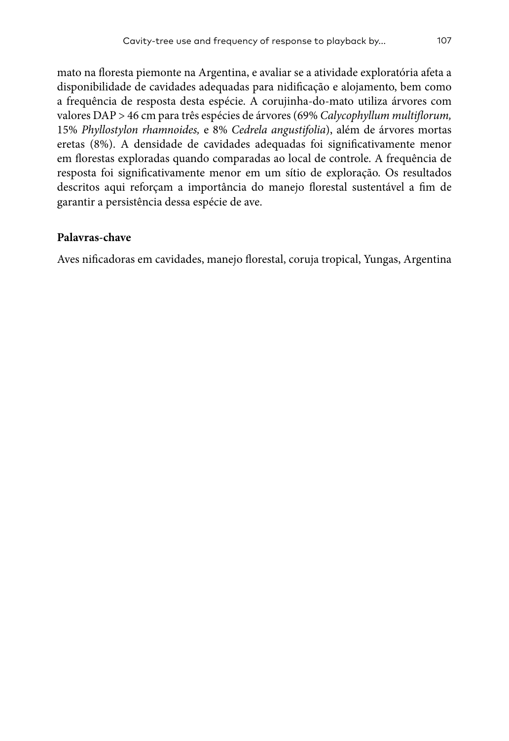mato na floresta piemonte na Argentina, e avaliar se a atividade exploratória afeta a disponibilidade de cavidades adequadas para nidificação e alojamento, bem como a frequência de resposta desta espécie. A corujinha-do-mato utiliza árvores com valores DAP > 46 cm para três espécies de árvores (69% *Calycophyllum multiflorum,* 15% *Phyllostylon rhamnoides,* e 8% *Cedrela angustifolia*), além de árvores mortas eretas (8%). A densidade de cavidades adequadas foi significativamente menor em florestas exploradas quando comparadas ao local de controle. A frequência de resposta foi significativamente menor em um sítio de exploração. Os resultados descritos aqui reforçam a importância do manejo florestal sustentável a fim de garantir a persistência dessa espécie de ave.

**Palavras-chave**

Aves nificadoras em cavidades, manejo florestal, coruja tropical, Yungas, Argentina